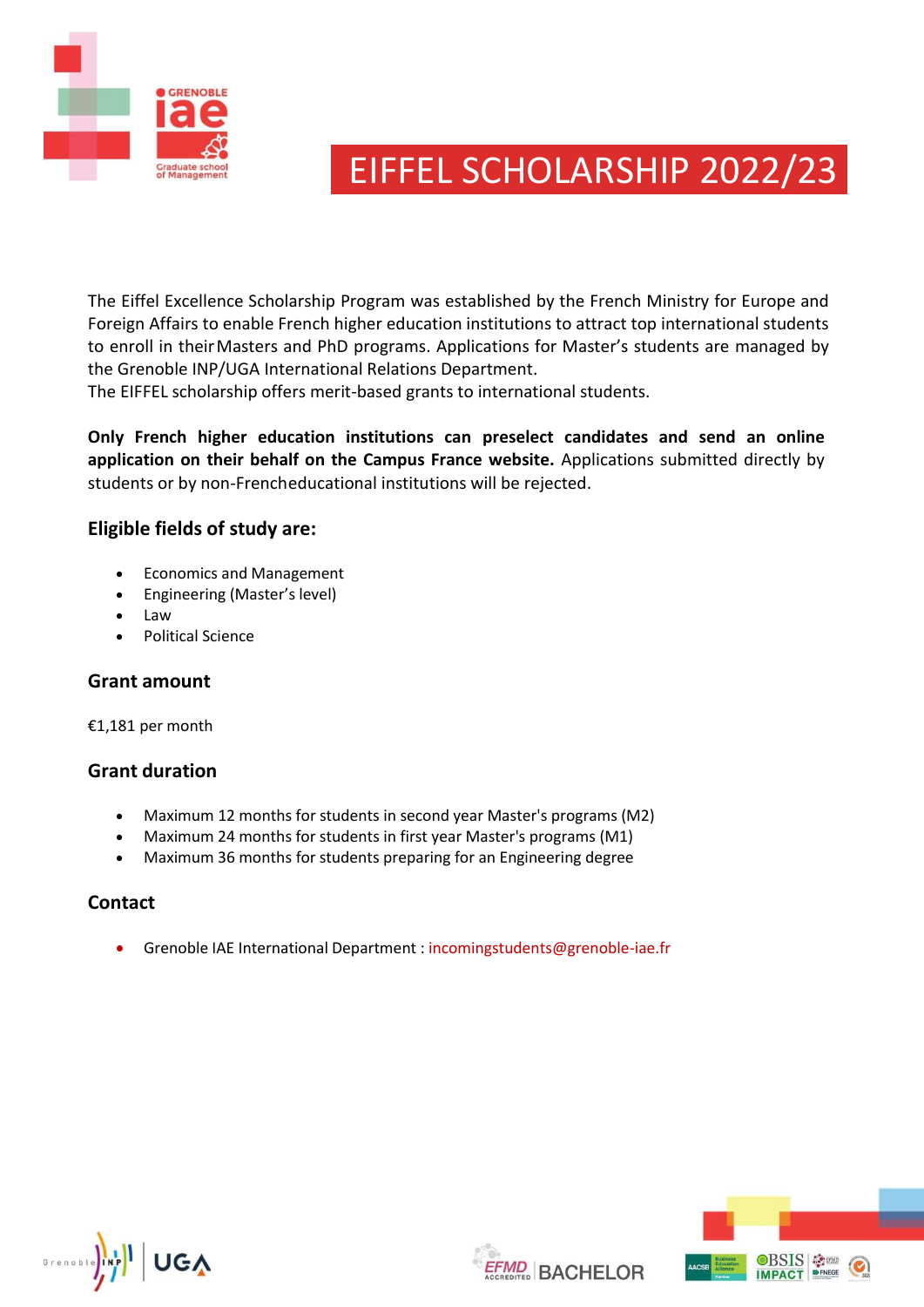# EIFFEL SCHOLARSHIP 2022/23

The Eiffel Excellence Scholarship Program was established by the French Ministry for Europe and Foreign Affairs to enable French higher education institutions to attract top international students to enroll in their Masters and PhD programs. Applications for Master's students are managed by the Grenoble INP/UGA International Relations Department.
The EIFFEL scholarship offers merit-based grants to international students.

**Only French higher education institutions can preselect candidates and send an online application on their behalf on the Campus France website.** Applications submitted directly by students or by non-Frencheducational institutions will be rejected.

## Eligible fields of study are:

- Economics and Management
- Engineering (Master's level)
- Law
- Political Science

## Grant amount

€1,181 per month

## Grant duration

- Maximum 12 months for students in second year Master's programs (M2)
- Maximum 24 months for students in first year Master's programs (M1)
- Maximum 36 months for students preparing for an Engineering degree

## Contact

- Grenoble IAE International Department : incomingstudents@grenoble-iae.fr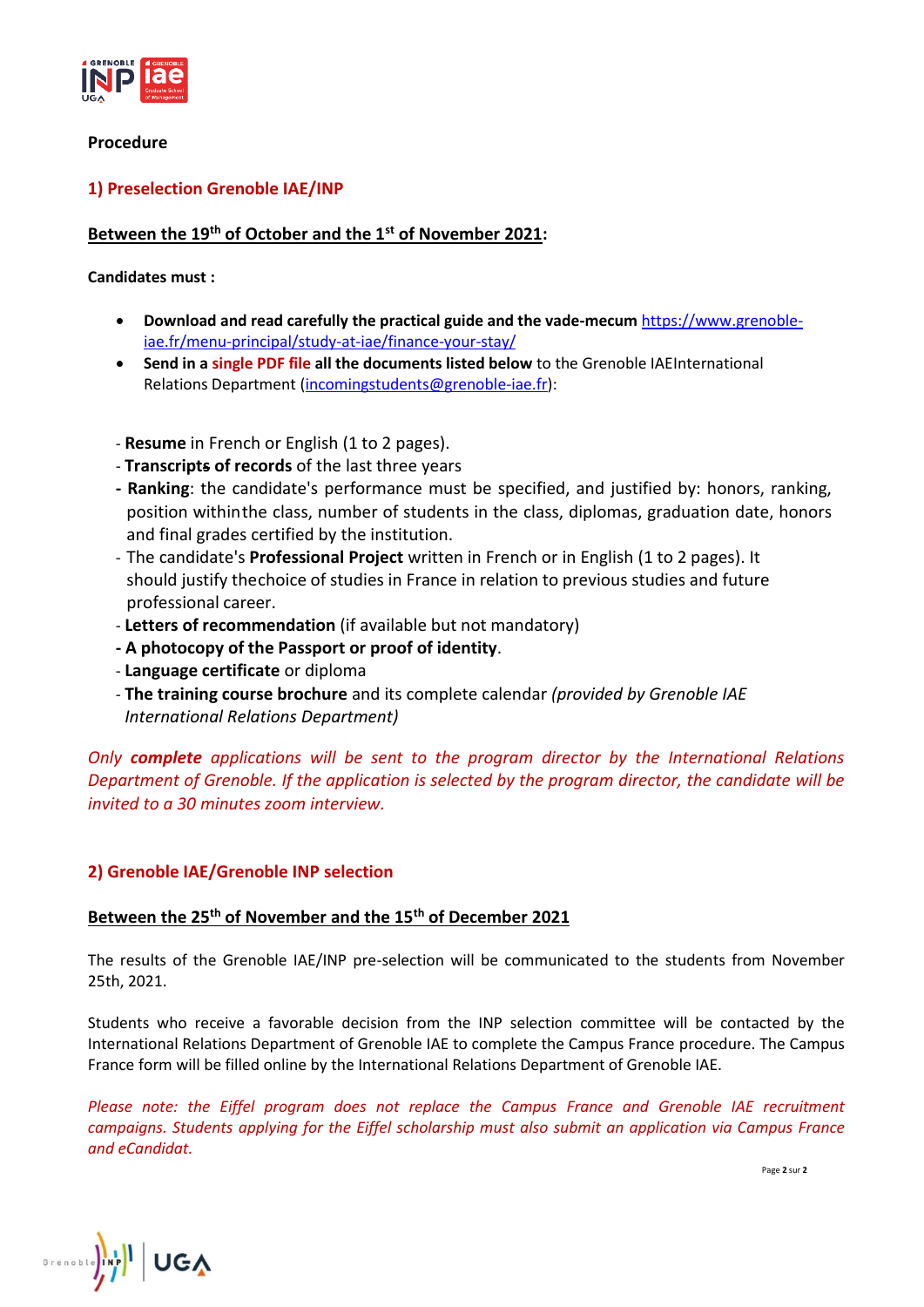**Procedure**

## 1) Preselection Grenoble IAE/INP

**Between the 19th of October and the 1st of November 2021:**

**Candidates must :**

- **Download and read carefully the practical guide and the vade-mecum** https://www.grenoble-iae.fr/menu-principal/study-at-iae/finance-your-stay/
- **Send in a single PDF file all the documents listed below** to the Grenoble IAEInternational Relations Department (incomingstudents@grenoble-iae.fr):

- **Resume** in French or English (1 to 2 pages).
- **Transcripts of records** of the last three years
- **Ranking**: the candidate's performance must be specified, and justified by: honors, ranking, position withinthe class, number of students in the class, diplomas, graduation date, honors and final grades certified by the institution.
- The candidate's **Professional Project** written in French or in English (1 to 2 pages). It should justify thechoice of studies in France in relation to previous studies and future professional career.
- **Letters of recommendation** (if available but not mandatory)
- **A photocopy of the Passport or proof of identity**.
- **Language certificate** or diploma
- **The training course brochure** and its complete calendar *(provided by Grenoble IAE International Relations Department)*

*Only **complete** applications will be sent to the program director by the International Relations Department of Grenoble. If the application is selected by the program director, the candidate will be invited to a 30 minutes zoom interview.*

## 2) Grenoble IAE/Grenoble INP selection

**Between the 25th of November and the 15th of December 2021**

The results of the Grenoble IAE/INP pre-selection will be communicated to the students from November 25th, 2021.

Students who receive a favorable decision from the INP selection committee will be contacted by the International Relations Department of Grenoble IAE to complete the Campus France procedure. The Campus France form will be filled online by the International Relations Department of Grenoble IAE.

*Please note: the Eiffel program does not replace the Campus France and Grenoble IAE recruitment campaigns. Students applying for the Eiffel scholarship must also submit an application via Campus France and eCandidat.*